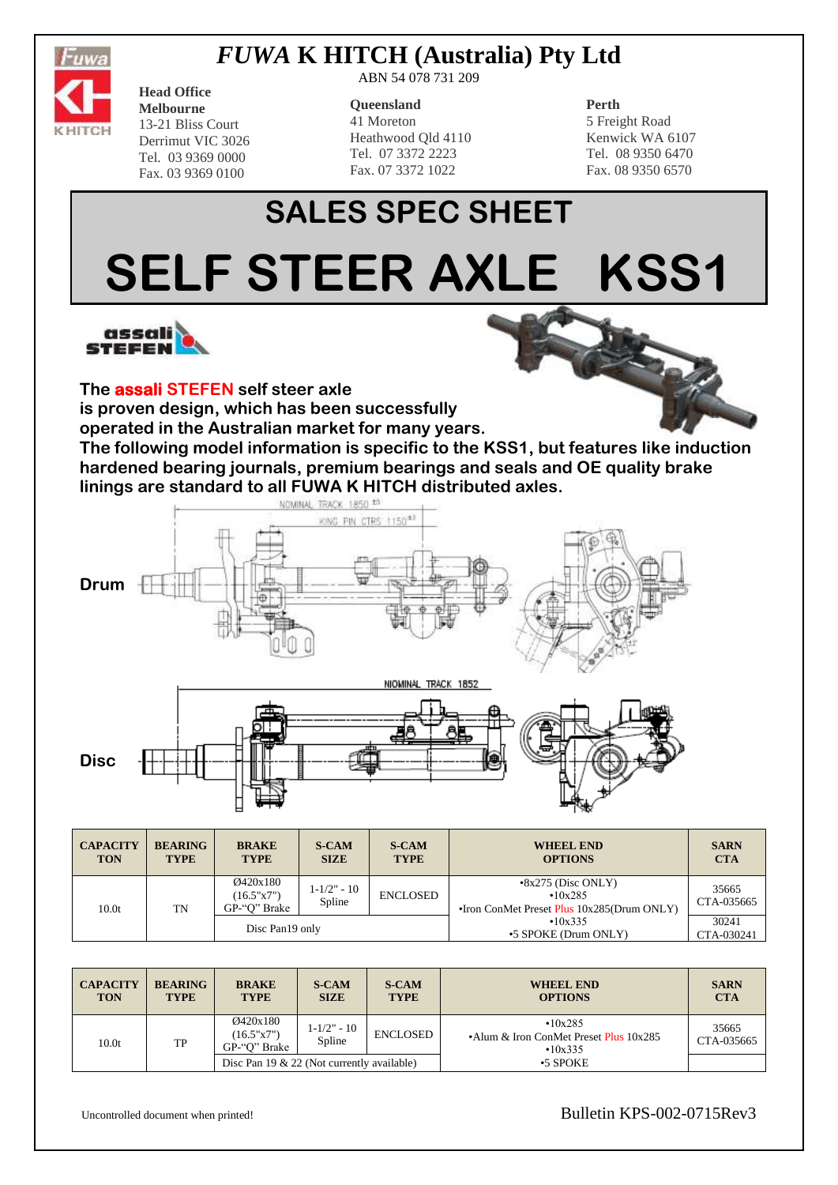# *FUWA* K HITCH (Australia) Pty Ltd

ABN 54 078 731 209

**Head Office**
**Melbourne**
13-21 Bliss Court
Derrimut VIC 3026
Tel. 03 9369 0000
Fax. 03 9369 0100

**Queensland**
41 Moreton
Heathwood Qld 4110
Tel. 07 3372 2223
Fax. 07 3372 1022

**Perth**
5 Freight Road
Kenwick WA 6107
Tel. 08 9350 6470
Fax. 08 9350 6570

## SALES SPEC SHEET

# SELF STEER AXLE KSS1

**The assali STEFEN self steer axle is proven design, which has been successfully operated in the Australian market for many years. The following model information is specific to the KSS1, but features like induction hardened bearing journals, premium bearings and seals and OE quality brake linings are standard to all FUWA K HITCH distributed axles.**

NOMINAL TRACK 1850 ±5
KING PIN CTRS 1150 ±3

**Drum**

NIOMINAL TRACK 1852

**Disc**

| CAPACITY TON | BEARING TYPE | BRAKE TYPE | S-CAM SIZE | S-CAM TYPE | WHEEL END OPTIONS | SARN CTA |
|---|---|---|---|---|---|---|
| 10.0t | TN | Ø420x180 (16.5"x7") GP-"Q" Brake | 1-1/2" - 10 Spline | ENCLOSED | •8x275 (Disc ONLY) •10x285 •Iron ConMet Preset Plus 10x285(Drum ONLY) •10x335 •5 SPOKE (Drum ONLY) | 35665 CTA-035665 |
| | | Disc Pan19 only | | | | 30241 CTA-030241 |

| CAPACITY TON | BEARING TYPE | BRAKE TYPE | S-CAM SIZE | S-CAM TYPE | WHEEL END OPTIONS | SARN CTA |
|---|---|---|---|---|---|---|
| 10.0t | TP | Ø420x180 (16.5"x7") GP-"Q" Brake | 1-1/2" - 10 Spline | ENCLOSED | •10x285 •Alum & Iron ConMet Preset Plus 10x285 •10x335 •5 SPOKE | 35665 CTA-035665 |
| | | Disc Pan 19 & 22 (Not currently available) | | | | |

Uncontrolled document when printed!

Bulletin KPS-002-0715Rev3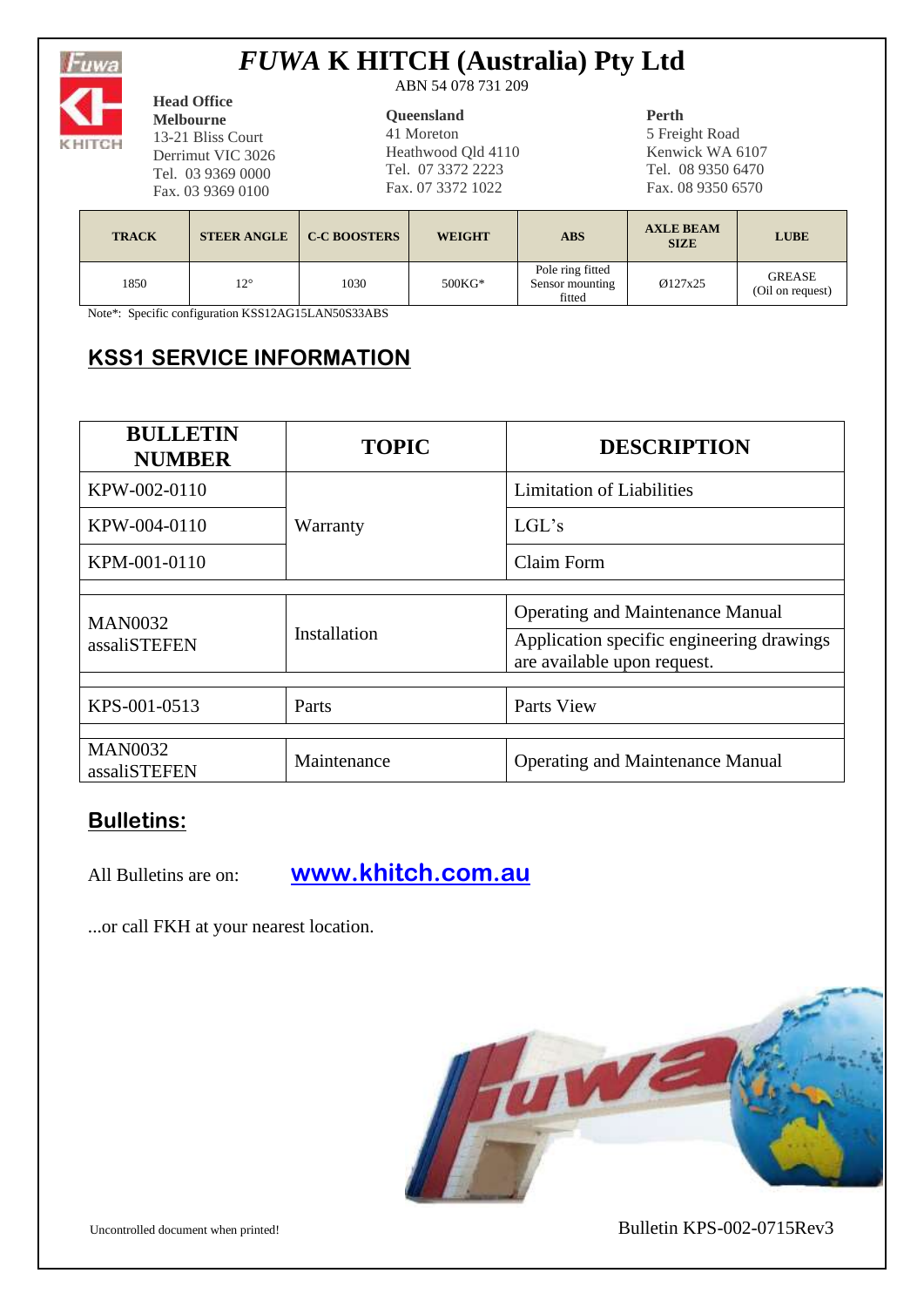# *FUWA* K HITCH (Australia) Pty Ltd

ABN 54 078 731 209

**Head Office**
**Melbourne**
13-21 Bliss Court
Derrimut VIC 3026
Tel. 03 9369 0000
Fax. 03 9369 0100

**Queensland**
41 Moreton
Heathwood Qld 4110
Tel. 07 3372 2223
Fax. 07 3372 1022

**Perth**
5 Freight Road
Kenwick WA 6107
Tel. 08 9350 6470
Fax. 08 9350 6570

| TRACK | STEER ANGLE | C-C BOOSTERS | WEIGHT | ABS | AXLE BEAM SIZE | LUBE |
|---|---|---|---|---|---|---|
| 1850 | 12° | 1030 | 500KG* | Pole ring fitted Sensor mounting fitted | Ø127x25 | GREASE (Oil on request) |

Note*: Specific configuration KSS12AG15LAN50S33ABS

## KSS1 SERVICE INFORMATION

| BULLETIN NUMBER | TOPIC | DESCRIPTION |
|---|---|---|
| KPW-002-0110 | Warranty | Limitation of Liabilities |
| KPW-004-0110 | | LGL's |
| KPM-001-0110 | | Claim Form |
| | | |
| MAN0032 assaliSTEFEN | Installation | Operating and Maintenance Manual |
| | | Application specific engineering drawings are available upon request. |
| | | |
| KPS-001-0513 | Parts | Parts View |
| | | |
| MAN0032 assaliSTEFEN | Maintenance | Operating and Maintenance Manual |

## Bulletins:

All Bulletins are on: **www.khitch.com.au**

...or call FKH at your nearest location.

Uncontrolled document when printed!

Bulletin KPS-002-0715Rev3